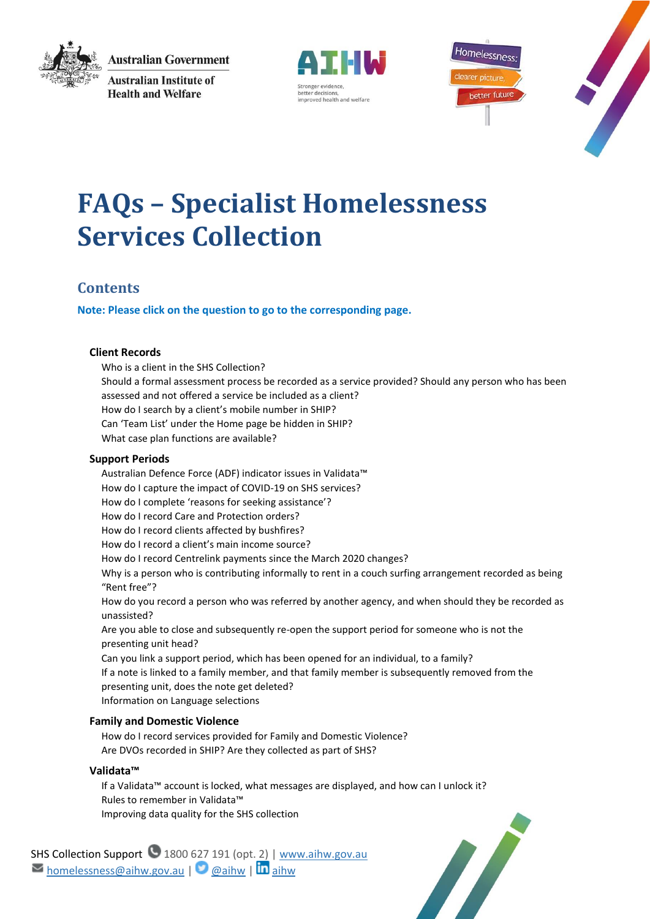Australian Government

Australian Institute of Health and Welfare

AIHW

Stronger evidence, better decisions, improved health and welfare

Homelessness: clearer picture, better future

# FAQs – Specialist Homelessness Services Collection

## Contents

**Note: Please click on the question to go to the corresponding page.**

**Client Records**

- Who is a client in the SHS Collection?
- Should a formal assessment process be recorded as a service provided? Should any person who has been assessed and not offered a service be included as a client?
- How do I search by a client's mobile number in SHIP?
- Can 'Team List' under the Home page be hidden in SHIP?
- What case plan functions are available?

**Support Periods**

- Australian Defence Force (ADF) indicator issues in Validata™
- How do I capture the impact of COVID-19 on SHS services?
- How do I complete 'reasons for seeking assistance'?
- How do I record Care and Protection orders?
- How do I record clients affected by bushfires?
- How do I record a client's main income source?
- How do I record Centrelink payments since the March 2020 changes?
- Why is a person who is contributing informally to rent in a couch surfing arrangement recorded as being "Rent free"?
- How do you record a person who was referred by another agency, and when should they be recorded as unassisted?
- Are you able to close and subsequently re-open the support period for someone who is not the presenting unit head?
- Can you link a support period, which has been opened for an individual, to a family?
- If a note is linked to a family member, and that family member is subsequently removed from the presenting unit, does the note get deleted?
- Information on Language selections

**Family and Domestic Violence**

- How do I record services provided for Family and Domestic Violence?
- Are DVOs recorded in SHIP? Are they collected as part of SHS?

**Validata™**

- If a Validata™ account is locked, what messages are displayed, and how can I unlock it?
- Rules to remember in Validata™
- Improving data quality for the SHS collection

SHS Collection Support 1800 627 191 (opt. 2) | www.aihw.gov.au
homelessness@aihw.gov.au | @aihw | aihw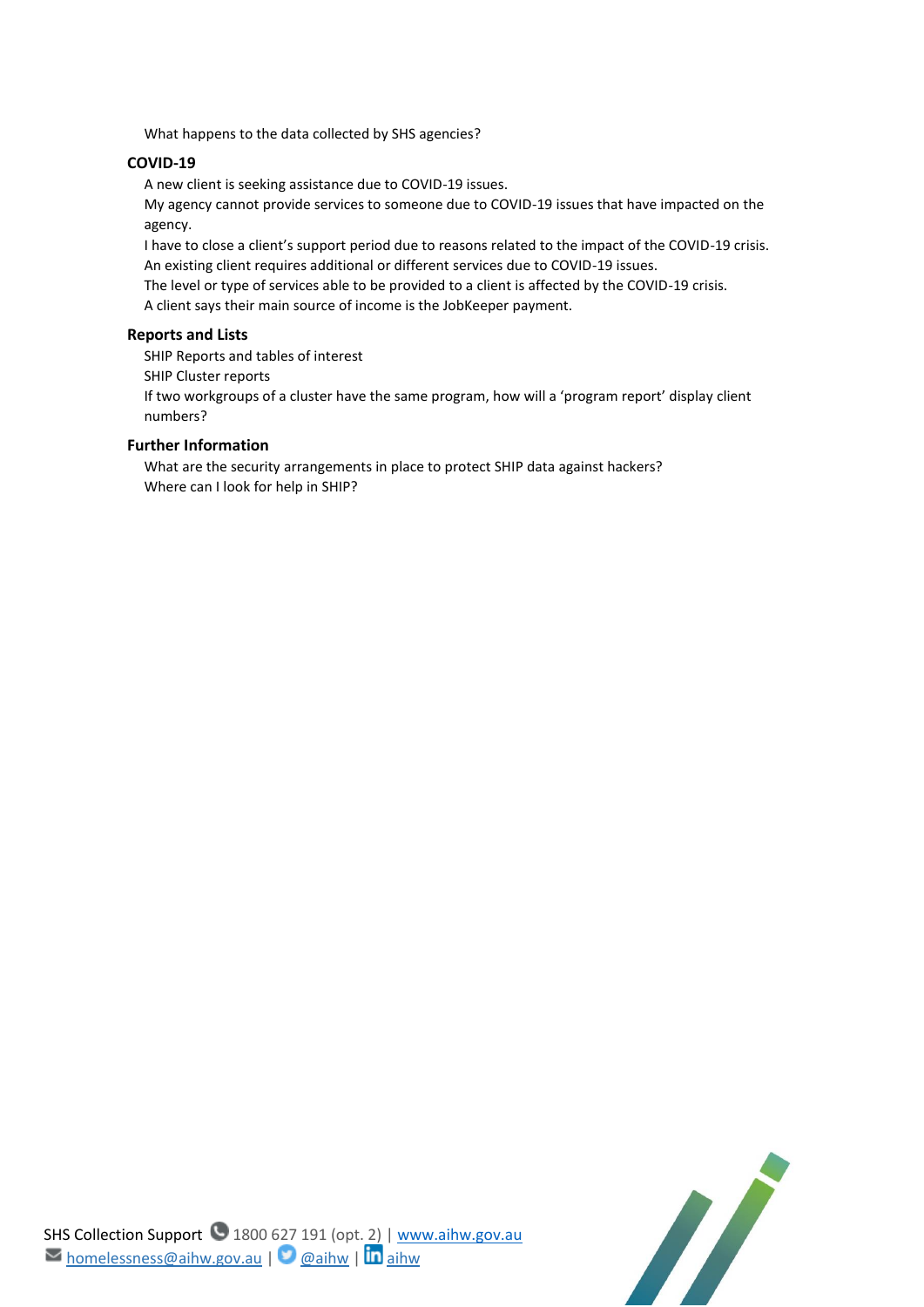What happens to the data collected by SHS agencies?

## COVID-19

A new client is seeking assistance due to COVID-19 issues.

My agency cannot provide services to someone due to COVID-19 issues that have impacted on the agency.

I have to close a client's support period due to reasons related to the impact of the COVID-19 crisis.

An existing client requires additional or different services due to COVID-19 issues.

The level or type of services able to be provided to a client is affected by the COVID-19 crisis.

A client says their main source of income is the JobKeeper payment.

## Reports and Lists

SHIP Reports and tables of interest

SHIP Cluster reports

If two workgroups of a cluster have the same program, how will a 'program report' display client numbers?

## Further Information

What are the security arrangements in place to protect SHIP data against hackers?

Where can I look for help in SHIP?

SHS Collection Support 1800 627 191 (opt. 2) | www.aihw.gov.au
homelessness@aihw.gov.au | @aihw | aihw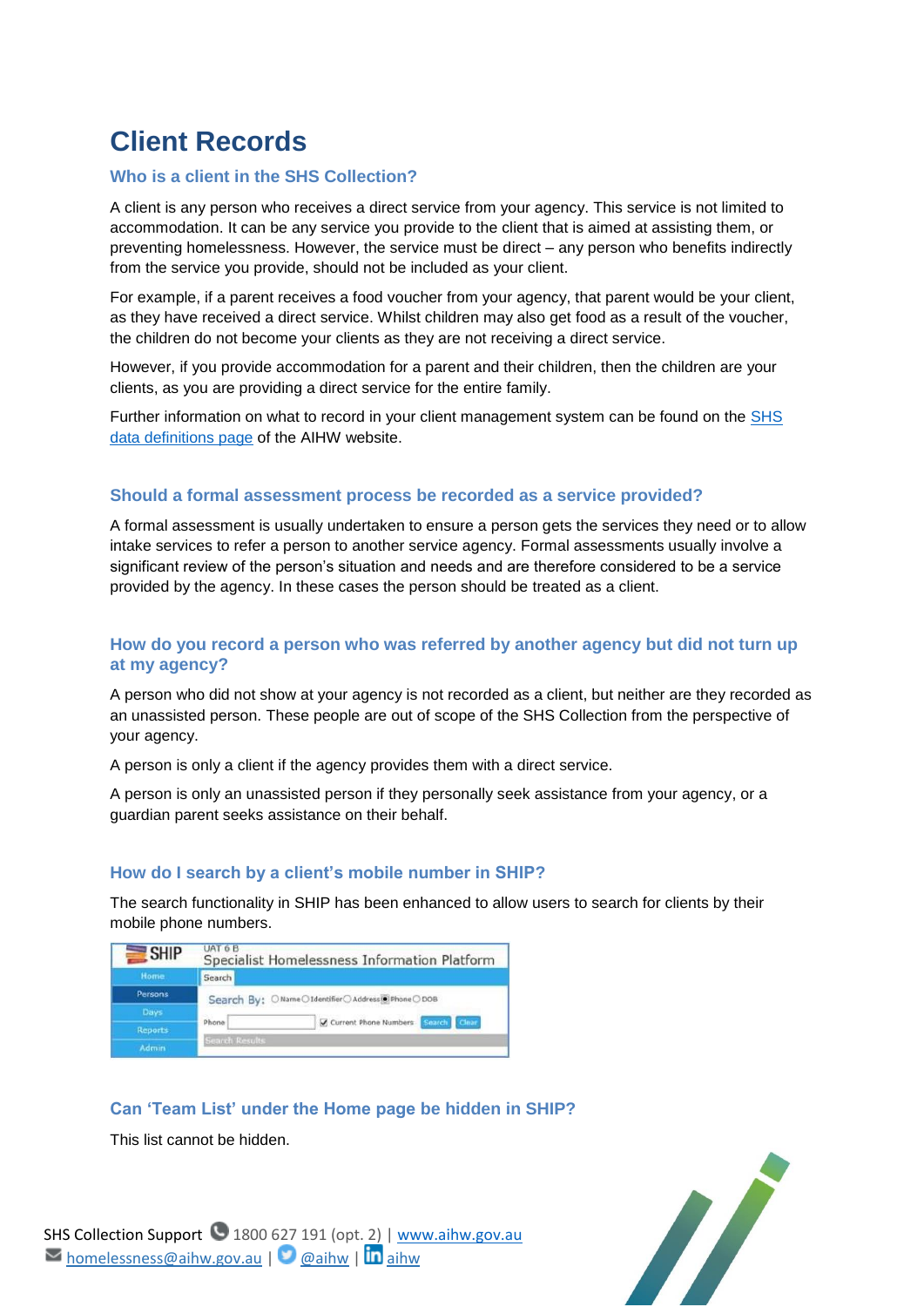# Client Records

## Who is a client in the SHS Collection?

A client is any person who receives a direct service from your agency. This service is not limited to accommodation. It can be any service you provide to the client that is aimed at assisting them, or preventing homelessness. However, the service must be direct – any person who benefits indirectly from the service you provide, should not be included as your client.

For example, if a parent receives a food voucher from your agency, that parent would be your client, as they have received a direct service. Whilst children may also get food as a result of the voucher, the children do not become your clients as they are not receiving a direct service.

However, if you provide accommodation for a parent and their children, then the children are your clients, as you are providing a direct service for the entire family.

Further information on what to record in your client management system can be found on the SHS data definitions page of the AIHW website.

## Should a formal assessment process be recorded as a service provided?

A formal assessment is usually undertaken to ensure a person gets the services they need or to allow intake services to refer a person to another service agency. Formal assessments usually involve a significant review of the person's situation and needs and are therefore considered to be a service provided by the agency. In these cases the person should be treated as a client.

## How do you record a person who was referred by another agency but did not turn up at my agency?

A person who did not show at your agency is not recorded as a client, but neither are they recorded as an unassisted person. These people are out of scope of the SHS Collection from the perspective of your agency.

A person is only a client if the agency provides them with a direct service.

A person is only an unassisted person if they personally seek assistance from your agency, or a guardian parent seeks assistance on their behalf.

## How do I search by a client's mobile number in SHIP?

The search functionality in SHIP has been enhanced to allow users to search for clients by their mobile phone numbers.

## Can 'Team List' under the Home page be hidden in SHIP?

This list cannot be hidden.

SHS Collection Support 1800 627 191 (opt. 2) | www.aihw.gov.au
homelessness@aihw.gov.au | @aihw | aihw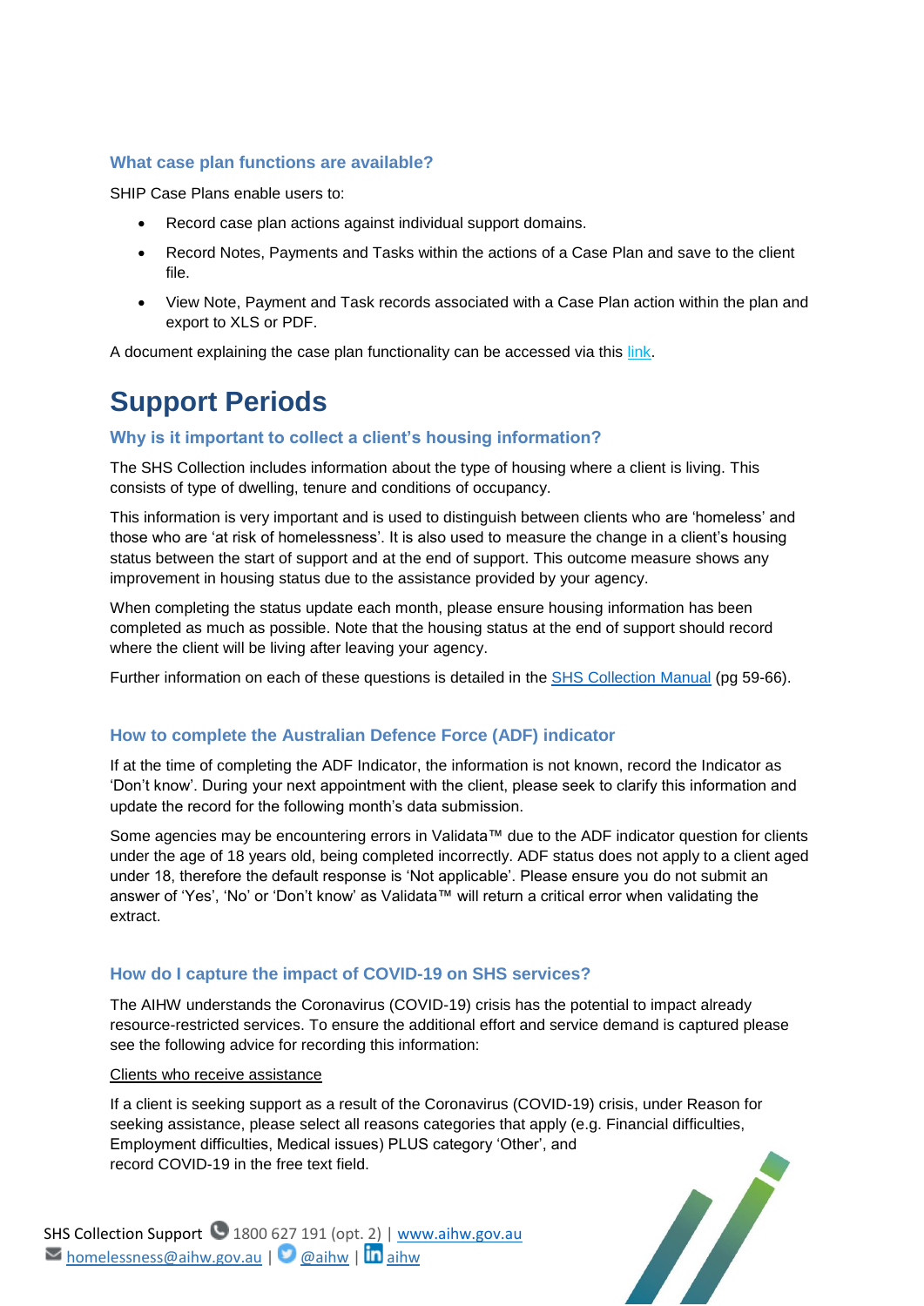### What case plan functions are available?

SHIP Case Plans enable users to:

- Record case plan actions against individual support domains.
- Record Notes, Payments and Tasks within the actions of a Case Plan and save to the client file.
- View Note, Payment and Task records associated with a Case Plan action within the plan and export to XLS or PDF.

A document explaining the case plan functionality can be accessed via this link.

# Support Periods

### Why is it important to collect a client's housing information?

The SHS Collection includes information about the type of housing where a client is living. This consists of type of dwelling, tenure and conditions of occupancy.

This information is very important and is used to distinguish between clients who are 'homeless' and those who are 'at risk of homelessness'. It is also used to measure the change in a client's housing status between the start of support and at the end of support. This outcome measure shows any improvement in housing status due to the assistance provided by your agency.

When completing the status update each month, please ensure housing information has been completed as much as possible. Note that the housing status at the end of support should record where the client will be living after leaving your agency.

Further information on each of these questions is detailed in the SHS Collection Manual (pg 59-66).

### How to complete the Australian Defence Force (ADF) indicator

If at the time of completing the ADF Indicator, the information is not known, record the Indicator as 'Don't know'. During your next appointment with the client, please seek to clarify this information and update the record for the following month's data submission.

Some agencies may be encountering errors in Validata™ due to the ADF indicator question for clients under the age of 18 years old, being completed incorrectly. ADF status does not apply to a client aged under 18, therefore the default response is 'Not applicable'. Please ensure you do not submit an answer of 'Yes', 'No' or 'Don't know' as Validata™ will return a critical error when validating the extract.

### How do I capture the impact of COVID-19 on SHS services?

The AIHW understands the Coronavirus (COVID-19) crisis has the potential to impact already resource-restricted services. To ensure the additional effort and service demand is captured please see the following advice for recording this information:

Clients who receive assistance

If a client is seeking support as a result of the Coronavirus (COVID-19) crisis, under Reason for seeking assistance, please select all reasons categories that apply (e.g. Financial difficulties, Employment difficulties, Medical issues) PLUS category 'Other', and record COVID-19 in the free text field.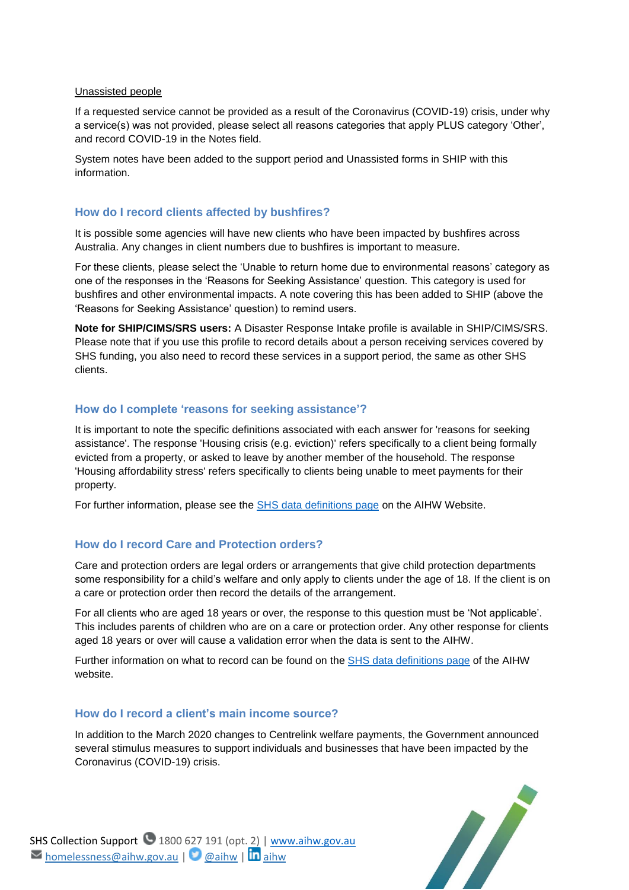Unassisted people

If a requested service cannot be provided as a result of the Coronavirus (COVID-19) crisis, under why a service(s) was not provided, please select all reasons categories that apply PLUS category 'Other', and record COVID-19 in the Notes field.

System notes have been added to the support period and Unassisted forms in SHIP with this information.

## How do I record clients affected by bushfires?

It is possible some agencies will have new clients who have been impacted by bushfires across Australia. Any changes in client numbers due to bushfires is important to measure.

For these clients, please select the 'Unable to return home due to environmental reasons' category as one of the responses in the 'Reasons for Seeking Assistance' question. This category is used for bushfires and other environmental impacts. A note covering this has been added to SHIP (above the 'Reasons for Seeking Assistance' question) to remind users.

**Note for SHIP/CIMS/SRS users:** A Disaster Response Intake profile is available in SHIP/CIMS/SRS. Please note that if you use this profile to record details about a person receiving services covered by SHS funding, you also need to record these services in a support period, the same as other SHS clients.

## How do I complete 'reasons for seeking assistance'?

It is important to note the specific definitions associated with each answer for 'reasons for seeking assistance'. The response 'Housing crisis (e.g. eviction)' refers specifically to a client being formally evicted from a property, or asked to leave by another member of the household. The response 'Housing affordability stress' refers specifically to clients being unable to meet payments for their property.

For further information, please see the [SHS data definitions page] on the AIHW Website.

## How do I record Care and Protection orders?

Care and protection orders are legal orders or arrangements that give child protection departments some responsibility for a child's welfare and only apply to clients under the age of 18. If the client is on a care or protection order then record the details of the arrangement.

For all clients who are aged 18 years or over, the response to this question must be 'Not applicable'. This includes parents of children who are on a care or protection order. Any other response for clients aged 18 years or over will cause a validation error when the data is sent to the AIHW.

Further information on what to record can be found on the [SHS data definitions page] of the AIHW website.

## How do I record a client's main income source?

In addition to the March 2020 changes to Centrelink welfare payments, the Government announced several stimulus measures to support individuals and businesses that have been impacted by the Coronavirus (COVID-19) crisis.

SHS Collection Support 1800 627 191 (opt. 2) | www.aihw.gov.au
homelessness@aihw.gov.au | @aihw | aihw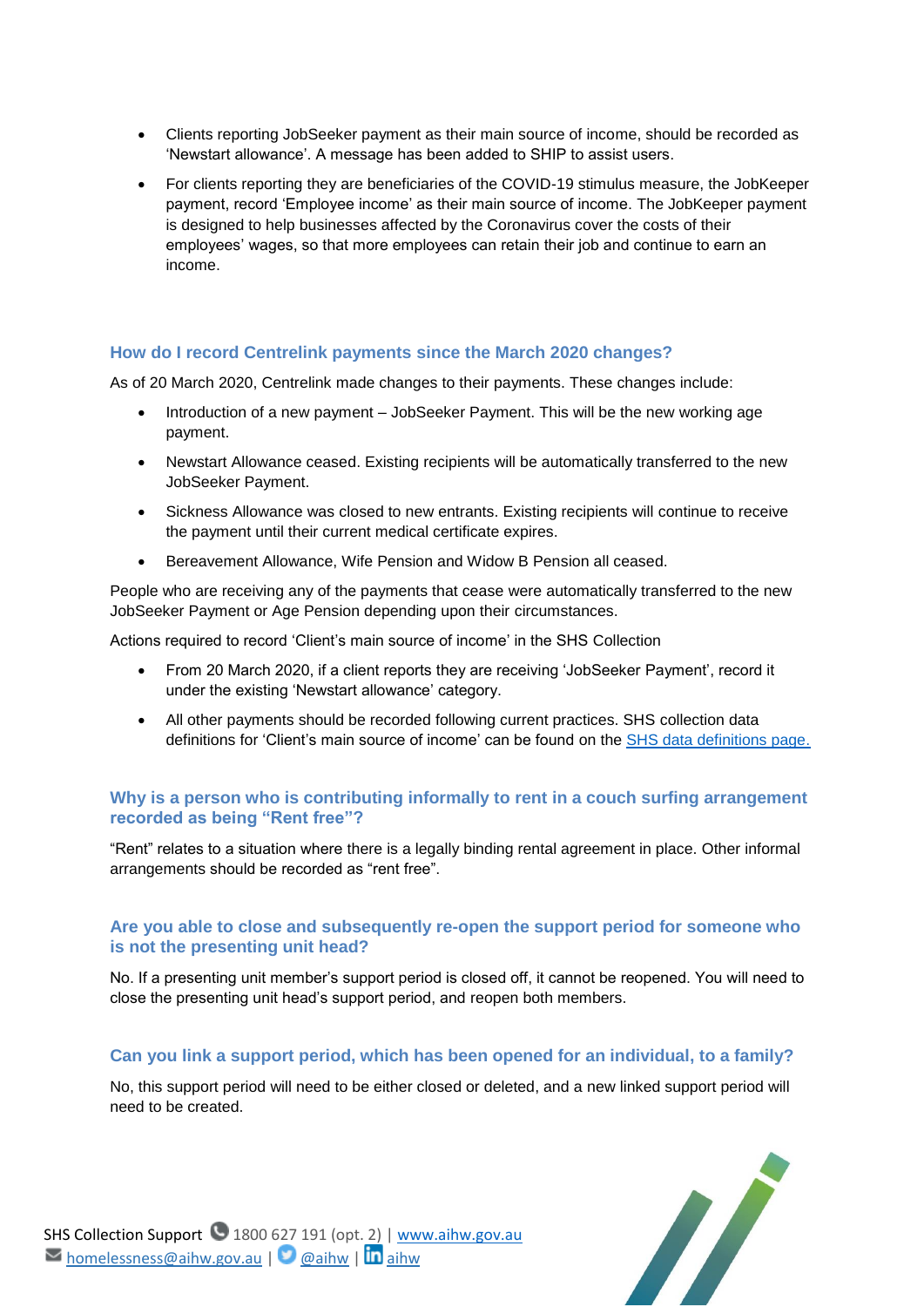- Clients reporting JobSeeker payment as their main source of income, should be recorded as 'Newstart allowance'. A message has been added to SHIP to assist users.
- For clients reporting they are beneficiaries of the COVID-19 stimulus measure, the JobKeeper payment, record 'Employee income' as their main source of income. The JobKeeper payment is designed to help businesses affected by the Coronavirus cover the costs of their employees' wages, so that more employees can retain their job and continue to earn an income.

### How do I record Centrelink payments since the March 2020 changes?

As of 20 March 2020, Centrelink made changes to their payments. These changes include:

- Introduction of a new payment – JobSeeker Payment. This will be the new working age payment.
- Newstart Allowance ceased. Existing recipients will be automatically transferred to the new JobSeeker Payment.
- Sickness Allowance was closed to new entrants. Existing recipients will continue to receive the payment until their current medical certificate expires.
- Bereavement Allowance, Wife Pension and Widow B Pension all ceased.

People who are receiving any of the payments that cease were automatically transferred to the new JobSeeker Payment or Age Pension depending upon their circumstances.

Actions required to record 'Client's main source of income' in the SHS Collection

- From 20 March 2020, if a client reports they are receiving 'JobSeeker Payment', record it under the existing 'Newstart allowance' category.
- All other payments should be recorded following current practices. SHS collection data definitions for 'Client's main source of income' can be found on the SHS data definitions page.

### Why is a person who is contributing informally to rent in a couch surfing arrangement recorded as being "Rent free"?

"Rent" relates to a situation where there is a legally binding rental agreement in place. Other informal arrangements should be recorded as "rent free".

### Are you able to close and subsequently re-open the support period for someone who is not the presenting unit head?

No. If a presenting unit member's support period is closed off, it cannot be reopened. You will need to close the presenting unit head's support period, and reopen both members.

### Can you link a support period, which has been opened for an individual, to a family?

No, this support period will need to be either closed or deleted, and a new linked support period will need to be created.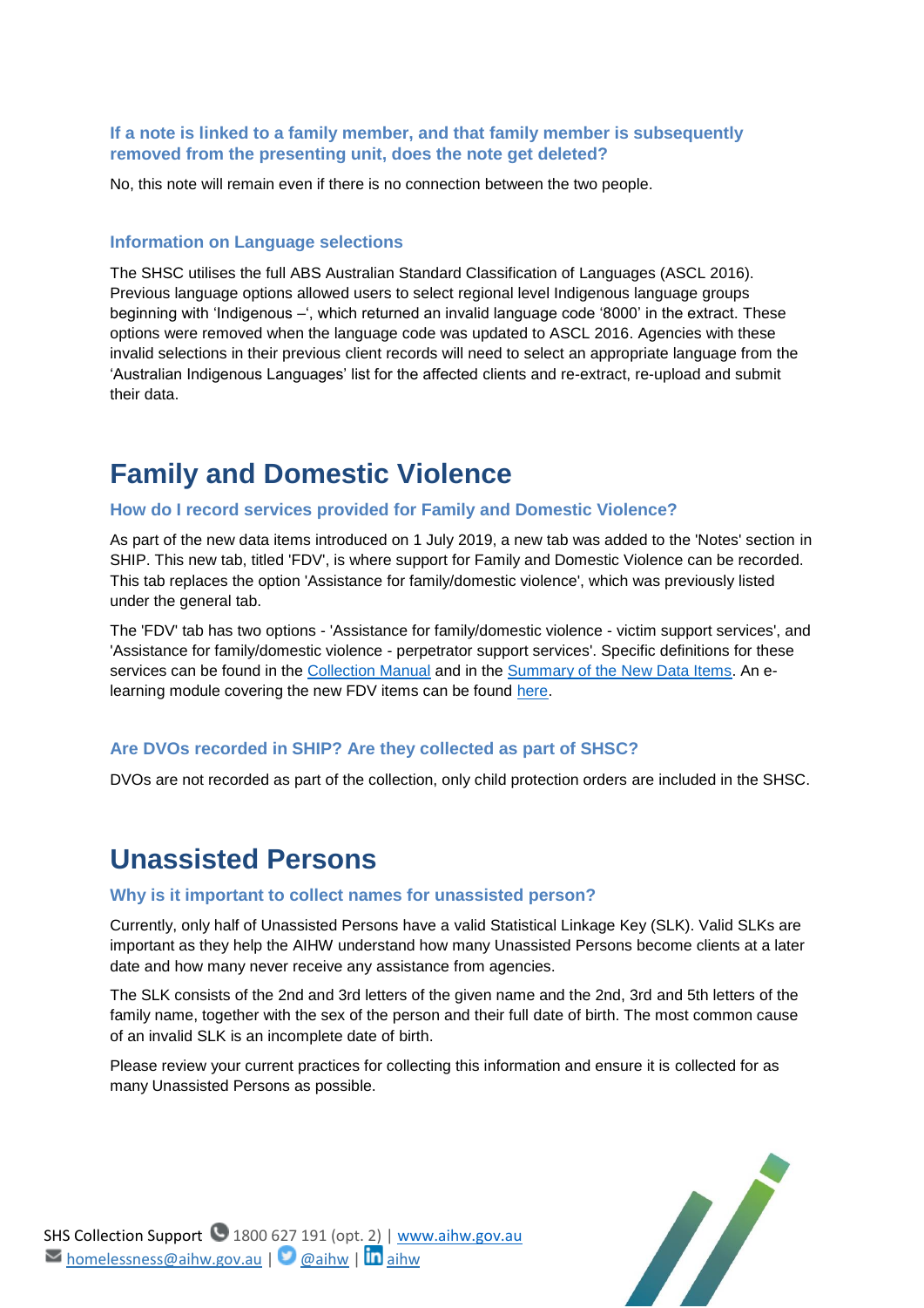### If a note is linked to a family member, and that family member is subsequently removed from the presenting unit, does the note get deleted?

No, this note will remain even if there is no connection between the two people.

### Information on Language selections

The SHSC utilises the full ABS Australian Standard Classification of Languages (ASCL 2016). Previous language options allowed users to select regional level Indigenous language groups beginning with 'Indigenous –', which returned an invalid language code '8000' in the extract. These options were removed when the language code was updated to ASCL 2016. Agencies with these invalid selections in their previous client records will need to select an appropriate language from the 'Australian Indigenous Languages' list for the affected clients and re-extract, re-upload and submit their data.

## Family and Domestic Violence

### How do I record services provided for Family and Domestic Violence?

As part of the new data items introduced on 1 July 2019, a new tab was added to the 'Notes' section in SHIP. This new tab, titled 'FDV', is where support for Family and Domestic Violence can be recorded. This tab replaces the option 'Assistance for family/domestic violence', which was previously listed under the general tab.

The 'FDV' tab has two options - 'Assistance for family/domestic violence - victim support services', and 'Assistance for family/domestic violence - perpetrator support services'. Specific definitions for these services can be found in the Collection Manual and in the Summary of the New Data Items. An e-learning module covering the new FDV items can be found here.

### Are DVOs recorded in SHIP? Are they collected as part of SHSC?

DVOs are not recorded as part of the collection, only child protection orders are included in the SHSC.

## Unassisted Persons

### Why is it important to collect names for unassisted person?

Currently, only half of Unassisted Persons have a valid Statistical Linkage Key (SLK). Valid SLKs are important as they help the AIHW understand how many Unassisted Persons become clients at a later date and how many never receive any assistance from agencies.

The SLK consists of the 2nd and 3rd letters of the given name and the 2nd, 3rd and 5th letters of the family name, together with the sex of the person and their full date of birth. The most common cause of an invalid SLK is an incomplete date of birth.

Please review your current practices for collecting this information and ensure it is collected for as many Unassisted Persons as possible.

SHS Collection Support 1800 627 191 (opt. 2) | www.aihw.gov.au
homelessness@aihw.gov.au | @aihw | aihw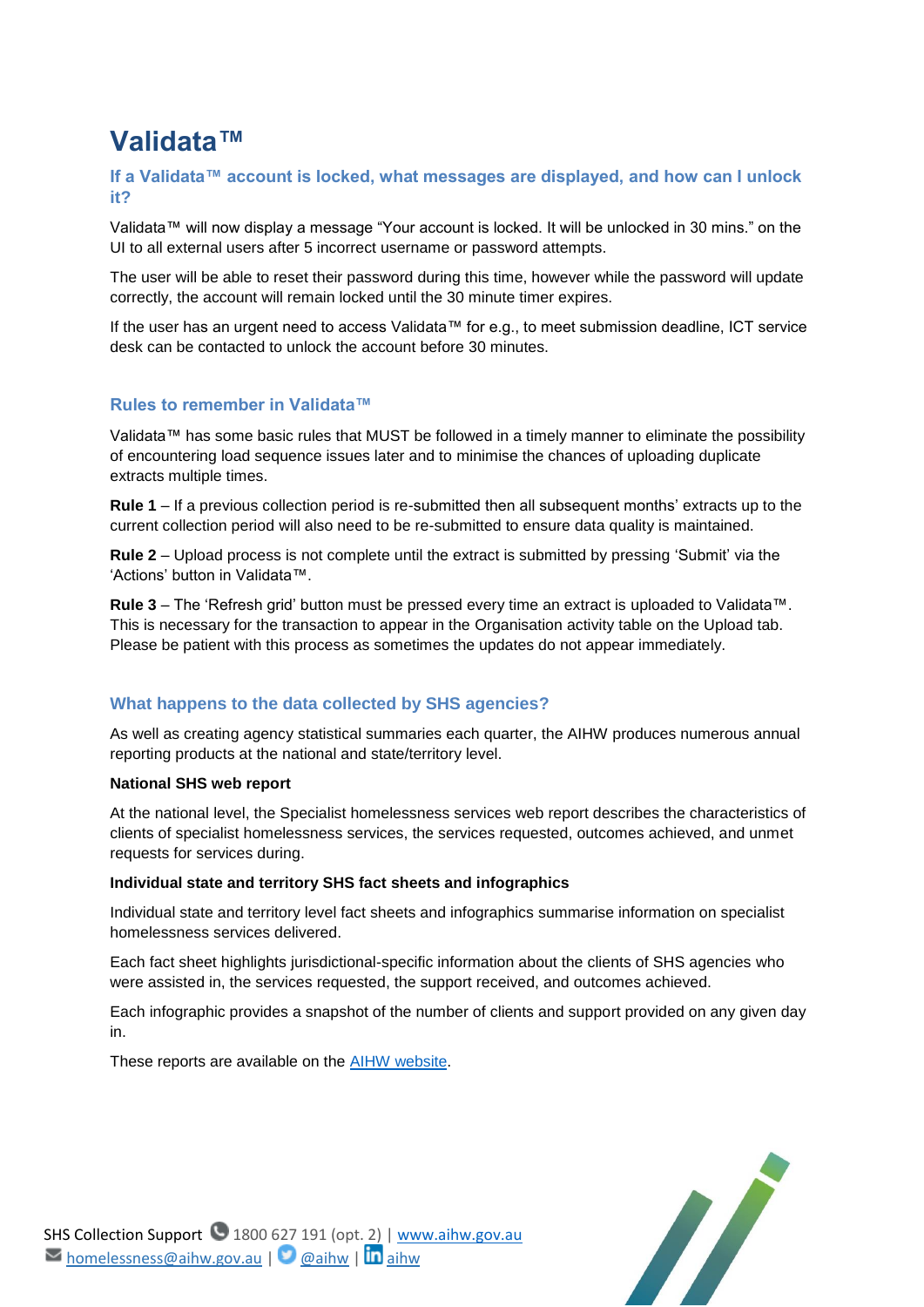# Validata™

## If a Validata™ account is locked, what messages are displayed, and how can I unlock it?

Validata™ will now display a message "Your account is locked. It will be unlocked in 30 mins." on the UI to all external users after 5 incorrect username or password attempts.

The user will be able to reset their password during this time, however while the password will update correctly, the account will remain locked until the 30 minute timer expires.

If the user has an urgent need to access Validata™ for e.g., to meet submission deadline, ICT service desk can be contacted to unlock the account before 30 minutes.

## Rules to remember in Validata™

Validata™ has some basic rules that MUST be followed in a timely manner to eliminate the possibility of encountering load sequence issues later and to minimise the chances of uploading duplicate extracts multiple times.

**Rule 1** – If a previous collection period is re-submitted then all subsequent months' extracts up to the current collection period will also need to be re-submitted to ensure data quality is maintained.

**Rule 2** – Upload process is not complete until the extract is submitted by pressing 'Submit' via the 'Actions' button in Validata™.

**Rule 3** – The 'Refresh grid' button must be pressed every time an extract is uploaded to Validata™. This is necessary for the transaction to appear in the Organisation activity table on the Upload tab. Please be patient with this process as sometimes the updates do not appear immediately.

## What happens to the data collected by SHS agencies?

As well as creating agency statistical summaries each quarter, the AIHW produces numerous annual reporting products at the national and state/territory level.

**National SHS web report**

At the national level, the Specialist homelessness services web report describes the characteristics of clients of specialist homelessness services, the services requested, outcomes achieved, and unmet requests for services during.

**Individual state and territory SHS fact sheets and infographics**

Individual state and territory level fact sheets and infographics summarise information on specialist homelessness services delivered.

Each fact sheet highlights jurisdictional-specific information about the clients of SHS agencies who were assisted in, the services requested, the support received, and outcomes achieved.

Each infographic provides a snapshot of the number of clients and support provided on any given day in.

These reports are available on the [AIHW website](AIHW website).

SHS Collection Support 1800 627 191 (opt. 2) | www.aihw.gov.au
homelessness@aihw.gov.au | @aihw | aihw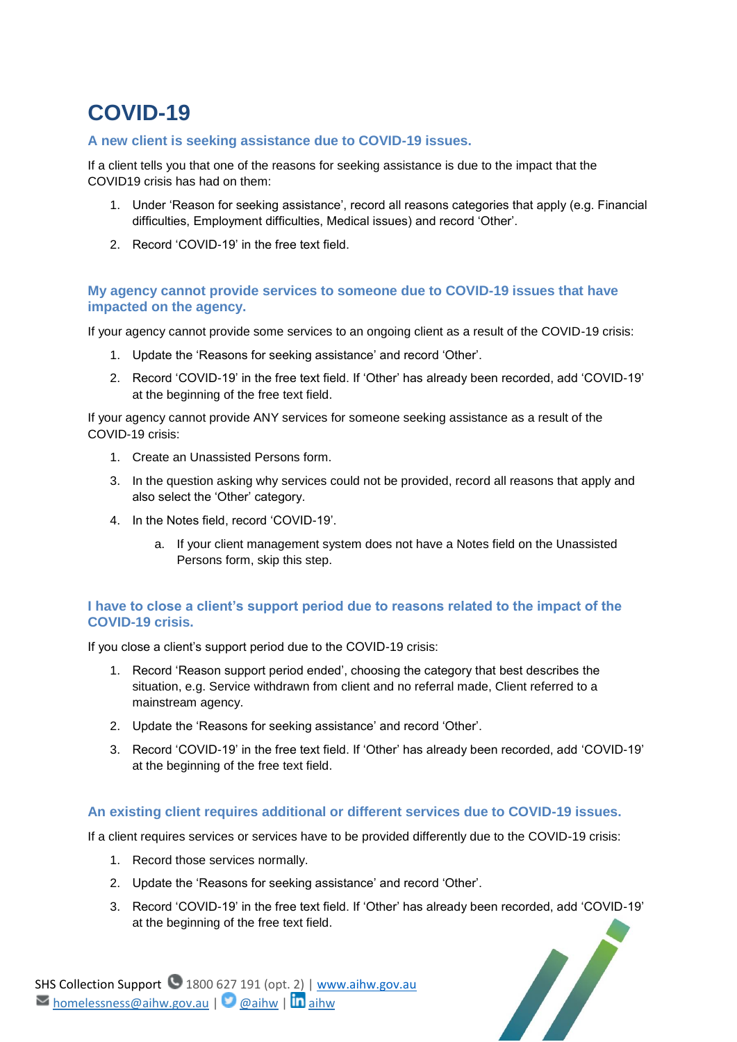# COVID-19

### A new client is seeking assistance due to COVID-19 issues.

If a client tells you that one of the reasons for seeking assistance is due to the impact that the COVID19 crisis has had on them:

1. Under 'Reason for seeking assistance', record all reasons categories that apply (e.g. Financial difficulties, Employment difficulties, Medical issues) and record 'Other'.
2. Record 'COVID-19' in the free text field.

### My agency cannot provide services to someone due to COVID-19 issues that have impacted on the agency.

If your agency cannot provide some services to an ongoing client as a result of the COVID-19 crisis:

1. Update the 'Reasons for seeking assistance' and record 'Other'.
2. Record 'COVID-19' in the free text field. If 'Other' has already been recorded, add 'COVID-19' at the beginning of the free text field.

If your agency cannot provide ANY services for someone seeking assistance as a result of the COVID-19 crisis:

1. Create an Unassisted Persons form.
3. In the question asking why services could not be provided, record all reasons that apply and also select the 'Other' category.
4. In the Notes field, record 'COVID-19'.
   a. If your client management system does not have a Notes field on the Unassisted Persons form, skip this step.

### I have to close a client's support period due to reasons related to the impact of the COVID-19 crisis.

If you close a client's support period due to the COVID-19 crisis:

1. Record 'Reason support period ended', choosing the category that best describes the situation, e.g. Service withdrawn from client and no referral made, Client referred to a mainstream agency.
2. Update the 'Reasons for seeking assistance' and record 'Other'.
3. Record 'COVID-19' in the free text field. If 'Other' has already been recorded, add 'COVID-19' at the beginning of the free text field.

### An existing client requires additional or different services due to COVID-19 issues.

If a client requires services or services have to be provided differently due to the COVID-19 crisis:

1. Record those services normally.
2. Update the 'Reasons for seeking assistance' and record 'Other'.
3. Record 'COVID-19' in the free text field. If 'Other' has already been recorded, add 'COVID-19' at the beginning of the free text field.

SHS Collection Support 1800 627 191 (opt. 2) | www.aihw.gov.au
homelessness@aihw.gov.au | @aihw | aihw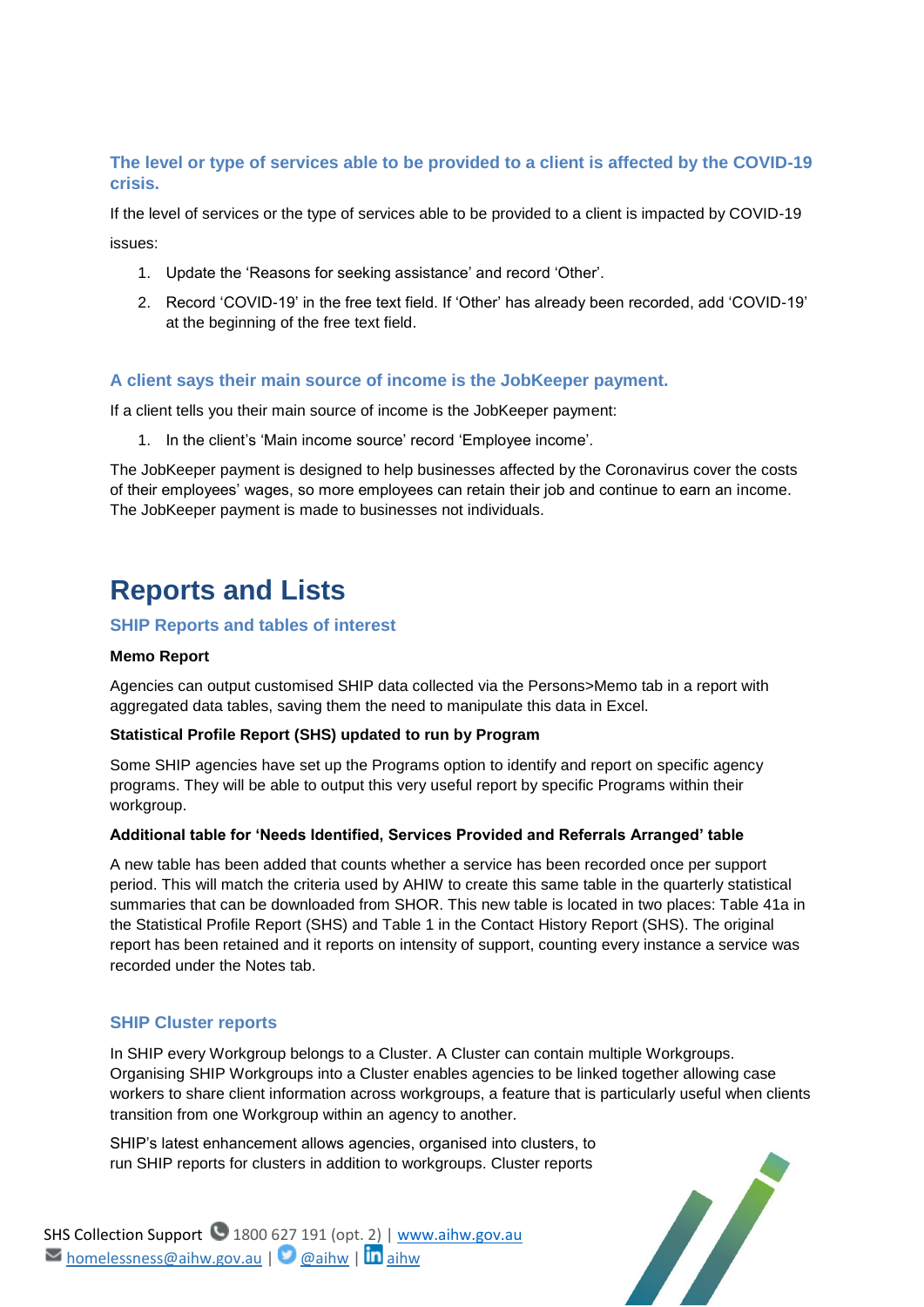### The level or type of services able to be provided to a client is affected by the COVID-19 crisis.

If the level of services or the type of services able to be provided to a client is impacted by COVID-19 issues:

1. Update the 'Reasons for seeking assistance' and record 'Other'.
2. Record 'COVID-19' in the free text field. If 'Other' has already been recorded, add 'COVID-19' at the beginning of the free text field.

### A client says their main source of income is the JobKeeper payment.

If a client tells you their main source of income is the JobKeeper payment:

1. In the client's 'Main income source' record 'Employee income'.

The JobKeeper payment is designed to help businesses affected by the Coronavirus cover the costs of their employees' wages, so more employees can retain their job and continue to earn an income. The JobKeeper payment is made to businesses not individuals.

# Reports and Lists

### SHIP Reports and tables of interest

**Memo Report**

Agencies can output customised SHIP data collected via the Persons>Memo tab in a report with aggregated data tables, saving them the need to manipulate this data in Excel.

**Statistical Profile Report (SHS) updated to run by Program**

Some SHIP agencies have set up the Programs option to identify and report on specific agency programs. They will be able to output this very useful report by specific Programs within their workgroup.

**Additional table for 'Needs Identified, Services Provided and Referrals Arranged' table**

A new table has been added that counts whether a service has been recorded once per support period. This will match the criteria used by AHIW to create this same table in the quarterly statistical summaries that can be downloaded from SHOR. This new table is located in two places: Table 41a in the Statistical Profile Report (SHS) and Table 1 in the Contact History Report (SHS). The original report has been retained and it reports on intensity of support, counting every instance a service was recorded under the Notes tab.

### SHIP Cluster reports

In SHIP every Workgroup belongs to a Cluster. A Cluster can contain multiple Workgroups. Organising SHIP Workgroups into a Cluster enables agencies to be linked together allowing case workers to share client information across workgroups, a feature that is particularly useful when clients transition from one Workgroup within an agency to another.

SHIP's latest enhancement allows agencies, organised into clusters, to run SHIP reports for clusters in addition to workgroups. Cluster reports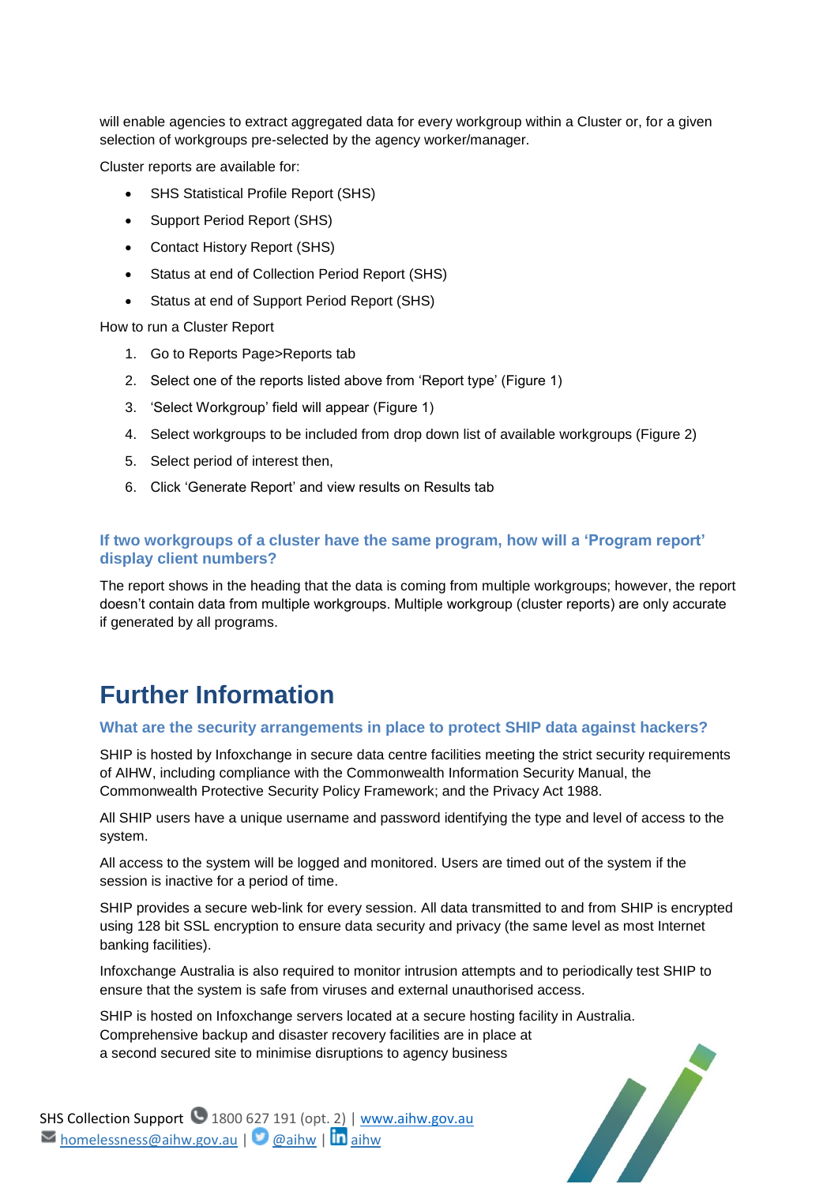will enable agencies to extract aggregated data for every workgroup within a Cluster or, for a given selection of workgroups pre-selected by the agency worker/manager.

Cluster reports are available for:

- SHS Statistical Profile Report (SHS)
- Support Period Report (SHS)
- Contact History Report (SHS)
- Status at end of Collection Period Report (SHS)
- Status at end of Support Period Report (SHS)

How to run a Cluster Report

1. Go to Reports Page>Reports tab
2. Select one of the reports listed above from 'Report type' (Figure 1)
3. 'Select Workgroup' field will appear (Figure 1)
4. Select workgroups to be included from drop down list of available workgroups (Figure 2)
5. Select period of interest then,
6. Click 'Generate Report' and view results on Results tab

### If two workgroups of a cluster have the same program, how will a 'Program report' display client numbers?

The report shows in the heading that the data is coming from multiple workgroups; however, the report doesn't contain data from multiple workgroups. Multiple workgroup (cluster reports) are only accurate if generated by all programs.

# Further Information

### What are the security arrangements in place to protect SHIP data against hackers?

SHIP is hosted by Infoxchange in secure data centre facilities meeting the strict security requirements of AIHW, including compliance with the Commonwealth Information Security Manual, the Commonwealth Protective Security Policy Framework; and the Privacy Act 1988.

All SHIP users have a unique username and password identifying the type and level of access to the system.

All access to the system will be logged and monitored. Users are timed out of the system if the session is inactive for a period of time.

SHIP provides a secure web-link for every session. All data transmitted to and from SHIP is encrypted using 128 bit SSL encryption to ensure data security and privacy (the same level as most Internet banking facilities).

Infoxchange Australia is also required to monitor intrusion attempts and to periodically test SHIP to ensure that the system is safe from viruses and external unauthorised access.

SHIP is hosted on Infoxchange servers located at a secure hosting facility in Australia. Comprehensive backup and disaster recovery facilities are in place at a second secured site to minimise disruptions to agency business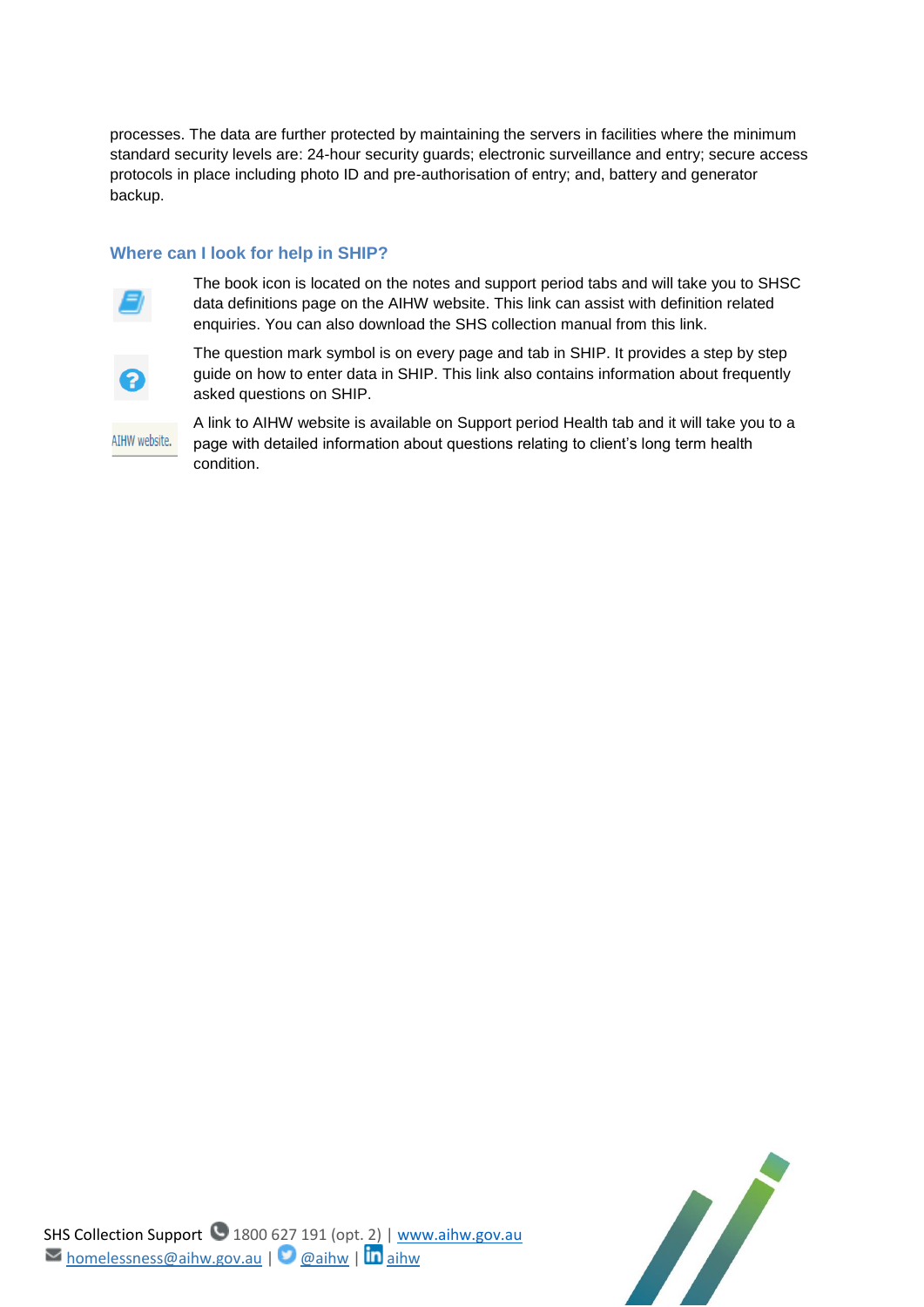processes. The data are further protected by maintaining the servers in facilities where the minimum standard security levels are: 24-hour security guards; electronic surveillance and entry; secure access protocols in place including photo ID and pre-authorisation of entry; and, battery and generator backup.

### Where can I look for help in SHIP?

The book icon is located on the notes and support period tabs and will take you to SHSC data definitions page on the AIHW website. This link can assist with definition related enquiries. You can also download the SHS collection manual from this link.

The question mark symbol is on every page and tab in SHIP. It provides a step by step guide on how to enter data in SHIP. This link also contains information about frequently asked questions on SHIP.

AIHW website.

A link to AIHW website is available on Support period Health tab and it will take you to a page with detailed information about questions relating to client's long term health condition.

SHS Collection Support 1800 627 191 (opt. 2) | www.aihw.gov.au
homelessness@aihw.gov.au | @aihw | aihw